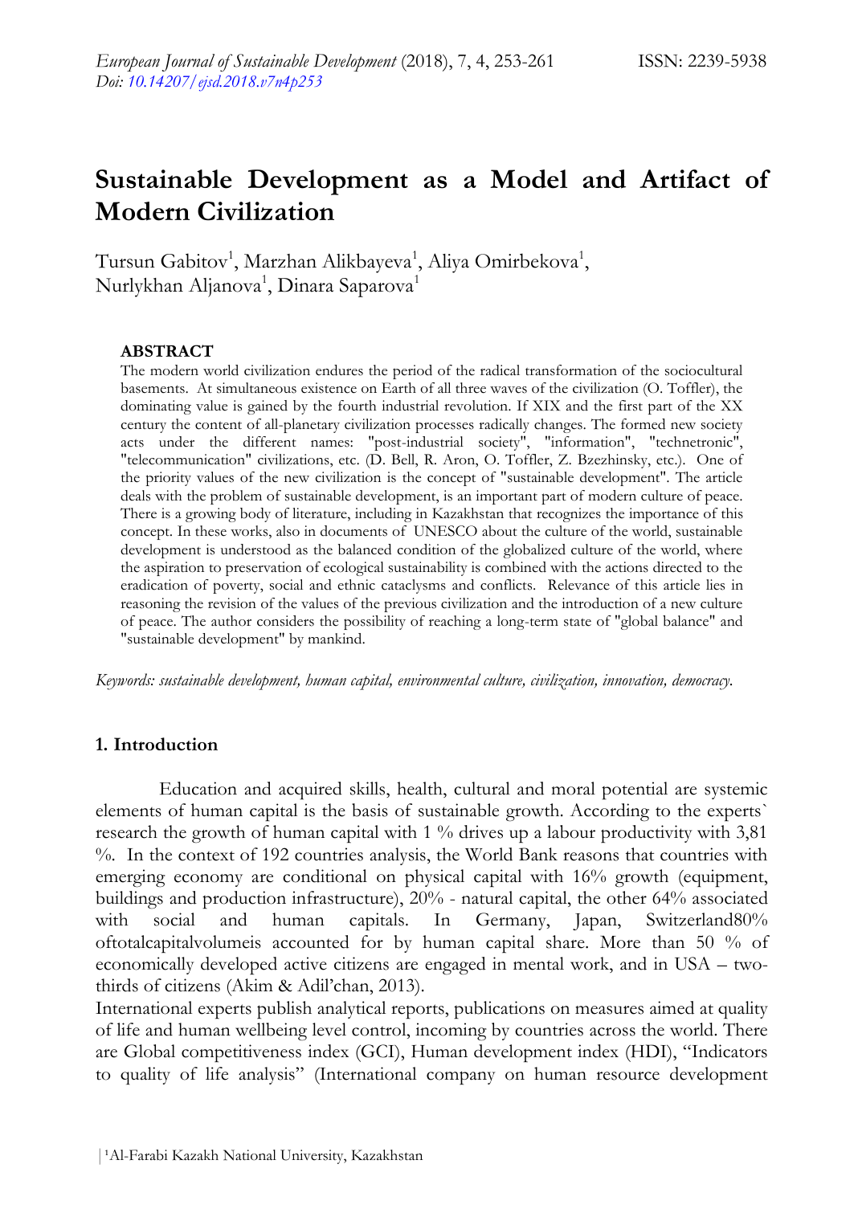# Sustainable Development as a Model and Artifact of Modern Civilization

Tursun Gabitov[1], Marzhan Alikbayeva[1], Aliya Omirbekova[1], Nurlykhan Aljanova[1], Dinara Saparova[1]

### ABSTRACT

The modern world civilization endures the period of the radical transformation of the sociocultural basements. At simultaneous existence on Earth of all three waves of the civilization (O. Toffler), the dominating value is gained by the fourth industrial revolution. If XIX and the first part of the XX century the content of all-planetary civilization processes radically changes. The formed new society acts under the different names: "post-industrial society", "information", "technetronic", "telecommunication" civilizations, etc. (D. Bell, R. Aron, O. Toffler, Z. Bzezhinsky, etc.). One of the priority values of the new civilization is the concept of "sustainable development". The article deals with the problem of sustainable development, is an important part of modern culture of peace. There is a growing body of literature, including in Kazakhstan that recognizes the importance of this concept. In these works, also in documents of UNESCO about the culture of the world, sustainable development is understood as the balanced condition of the globalized culture of the world, where the aspiration to preservation of ecological sustainability is combined with the actions directed to the eradication of poverty, social and ethnic cataclysms and conflicts. Relevance of this article lies in reasoning the revision of the values of the previous civilization and the introduction of a new culture of peace. The author considers the possibility of reaching a long-term state of "global balance" and "sustainable development" by mankind.

*Keywords: sustainable development, human capital, environmental culture, civilization, innovation, democracy.*

## 1. Introduction

Education and acquired skills, health, cultural and moral potential are systemic elements of human capital is the basis of sustainable growth. According to the experts` research the growth of human capital with 1 % drives up a labour productivity with 3,81 %. In the context of 192 countries analysis, the World Bank reasons that countries with emerging economy are conditional on physical capital with 16% growth (equipment, buildings and production infrastructure), 20% - natural capital, the other 64% associated with social and human capitals. In Germany, Japan, Switzerland80% oftotalcapitalvolumeis accounted for by human capital share. More than 50 % of economically developed active citizens are engaged in mental work, and in USA – two-thirds of citizens (Akim & Adil'chan, 2013).

International experts publish analytical reports, publications on measures aimed at quality of life and human wellbeing level control, incoming by countries across the world. There are Global competitiveness index (GCI), Human development index (HDI), "Indicators to quality of life analysis" (International company on human resource development

[1]Al-Farabi Kazakh National University, Kazakhstan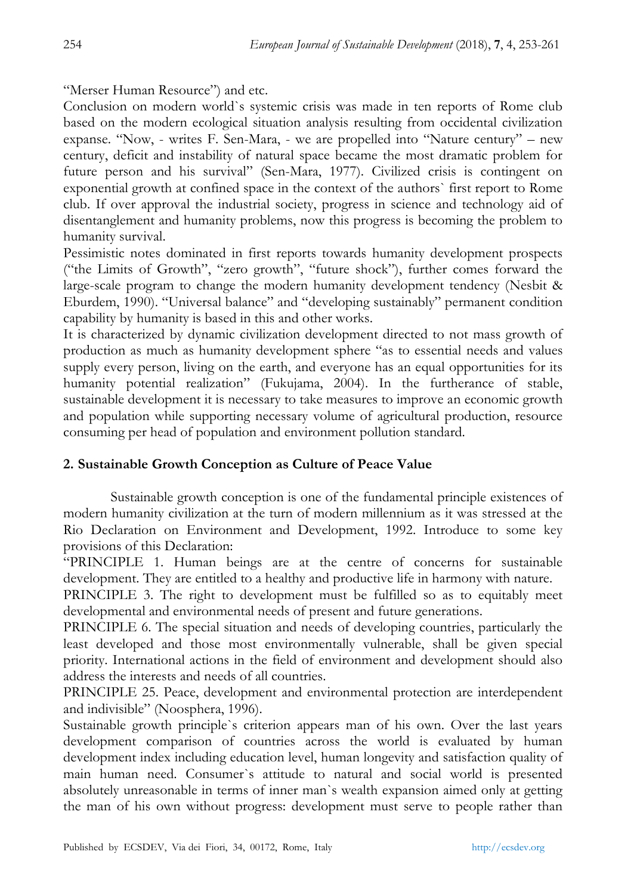"Merser Human Resource") and etc.

Conclusion on modern world`s systemic crisis was made in ten reports of Rome club based on the modern ecological situation analysis resulting from occidental civilization expanse. "Now, - writes F. Sen-Mara, - we are propelled into "Nature century" – new century, deficit and instability of natural space became the most dramatic problem for future person and his survival" (Sen-Mara, 1977). Civilized crisis is contingent on exponential growth at confined space in the context of the authors` first report to Rome club. If over approval the industrial society, progress in science and technology aid of disentanglement and humanity problems, now this progress is becoming the problem to humanity survival.

Pessimistic notes dominated in first reports towards humanity development prospects ("the Limits of Growth", "zero growth", "future shock"), further comes forward the large-scale program to change the modern humanity development tendency (Nesbit & Eburdem, 1990). "Universal balance" and "developing sustainably" permanent condition capability by humanity is based in this and other works.

It is characterized by dynamic civilization development directed to not mass growth of production as much as humanity development sphere "as to essential needs and values supply every person, living on the earth, and everyone has an equal opportunities for its humanity potential realization" (Fukujama, 2004). In the furtherance of stable, sustainable development it is necessary to take measures to improve an economic growth and population while supporting necessary volume of agricultural production, resource consuming per head of population and environment pollution standard.

## 2. Sustainable Growth Conception as Culture of Peace Value

Sustainable growth conception is one of the fundamental principle existences of modern humanity civilization at the turn of modern millennium as it was stressed at the Rio Declaration on Environment and Development, 1992. Introduce to some key provisions of this Declaration:

"PRINCIPLE 1. Human beings are at the centre of concerns for sustainable development. They are entitled to a healthy and productive life in harmony with nature.

PRINCIPLE 3. The right to development must be fulfilled so as to equitably meet developmental and environmental needs of present and future generations.

PRINCIPLE 6. The special situation and needs of developing countries, particularly the least developed and those most environmentally vulnerable, shall be given special priority. International actions in the field of environment and development should also address the interests and needs of all countries.

PRINCIPLE 25. Peace, development and environmental protection are interdependent and indivisible" (Noosphera, 1996).

Sustainable growth principle`s criterion appears man of his own. Over the last years development comparison of countries across the world is evaluated by human development index including education level, human longevity and satisfaction quality of main human need. Consumer`s attitude to natural and social world is presented absolutely unreasonable in terms of inner man`s wealth expansion aimed only at getting the man of his own without progress: development must serve to people rather than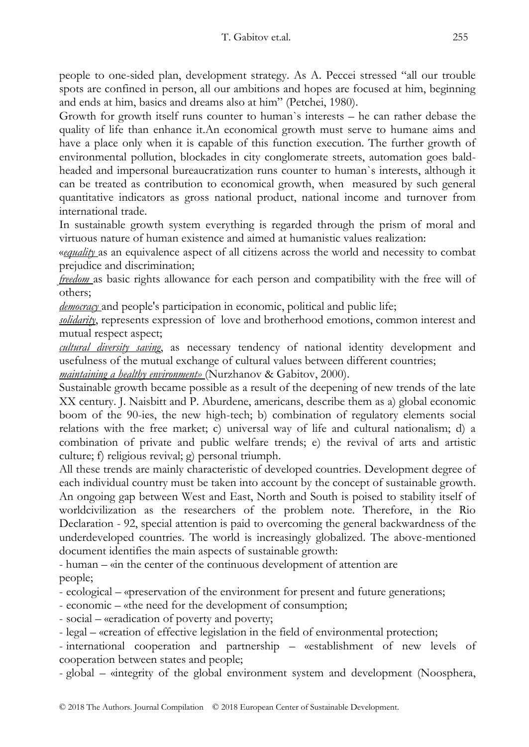people to one-sided plan, development strategy. As A. Peccei stressed "all our trouble spots are confined in person, all our ambitions and hopes are focused at him, beginning and ends at him, basics and dreams also at him" (Petchei, 1980).

Growth for growth itself runs counter to human`s interests – he can rather debase the quality of life than enhance it.An economical growth must serve to humane aims and have a place only when it is capable of this function execution. The further growth of environmental pollution, blockades in city conglomerate streets, automation goes bald-headed and impersonal bureaucratization runs counter to human`s interests, although it can be treated as contribution to economical growth, when measured by such general quantitative indicators as gross national product, national income and turnover from international trade.

In sustainable growth system everything is regarded through the prism of moral and virtuous nature of human existence and aimed at humanistic values realization:

«*equality* as an equivalence aspect of all citizens across the world and necessity to combat prejudice and discrimination;

*freedom* as basic rights allowance for each person and compatibility with the free will of others;

*democracy* and people's participation in economic, political and public life;

*solidarity*, represents expression of love and brotherhood emotions, common interest and mutual respect aspect;

*cultural diversity saving*, as necessary tendency of national identity development and usefulness of the mutual exchange of cultural values between different countries;

*maintaining a healthy environment»* (Nurzhanov & Gabitov, 2000).

Sustainable growth became possible as a result of the deepening of new trends of the late XX century. J. Naisbitt and P. Aburdene, americans, describe them as a) global economic boom of the 90-ies, the new high-tech; b) combination of regulatory elements social relations with the free market; c) universal way of life and cultural nationalism; d) a combination of private and public welfare trends; e) the revival of arts and artistic culture; f) religious revival; g) personal triumph.

All these trends are mainly characteristic of developed countries. Development degree of each individual country must be taken into account by the concept of sustainable growth. An ongoing gap between West and East, North and South is poised to stability itself of worldcivilization as the researchers of the problem note. Therefore, in the Rio Declaration - 92, special attention is paid to overcoming the general backwardness of the underdeveloped countries. The world is increasingly globalized. The above-mentioned document identifies the main aspects of sustainable growth:

- human – «in the center of the continuous development of attention are people;
- ecological – «preservation of the environment for present and future generations;
- economic – «the need for the development of consumption;
- social – «eradication of poverty and poverty;
- legal – «creation of effective legislation in the field of environmental protection;
- international cooperation and partnership – «establishment of new levels of cooperation between states and people;
- global – «integrity of the global environment system and development (Noosphera,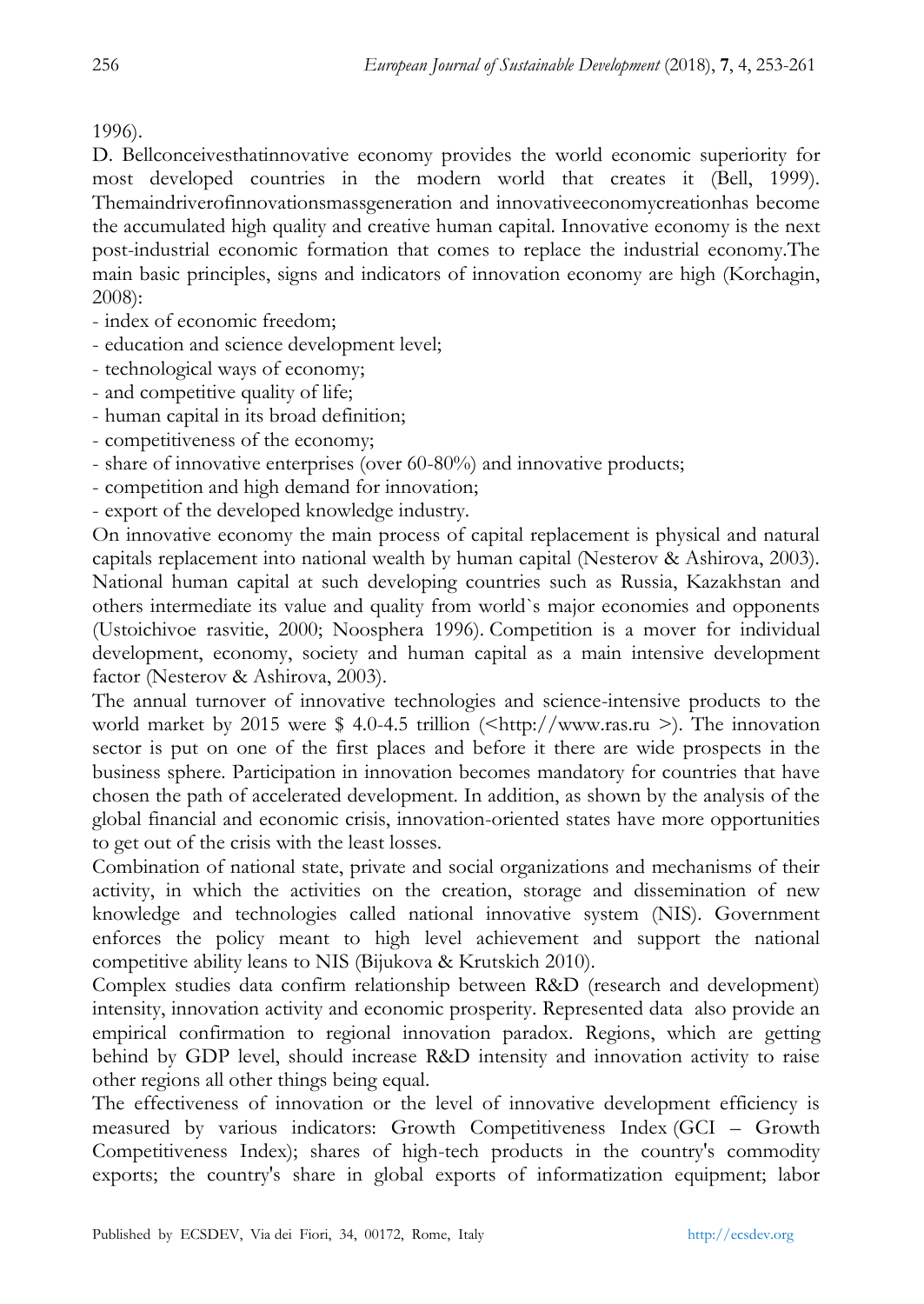1996).

D. Bellconceivesthatinnovative economy provides the world economic superiority for most developed countries in the modern world that creates it (Bell, 1999). Themaindriverofinnovationsmassgeneration and innovativeeconomycreationhas become the accumulated high quality and creative human capital. Innovative economy is the next post-industrial economic formation that comes to replace the industrial economy.The main basic principles, signs and indicators of innovation economy are high (Korchagin, 2008):

- index of economic freedom;
- education and science development level;
- technological ways of economy;
- and competitive quality of life;
- human capital in its broad definition;
- competitiveness of the economy;
- share of innovative enterprises (over 60-80%) and innovative products;
- competition and high demand for innovation;
- export of the developed knowledge industry.

On innovative economy the main process of capital replacement is physical and natural capitals replacement into national wealth by human capital (Nesterov & Ashirova, 2003). National human capital at such developing countries such as Russia, Kazakhstan and others intermediate its value and quality from world`s major economies and opponents (Ustoichivoe rasvitie, 2000; Noosphera 1996). Competition is a mover for individual development, economy, society and human capital as a main intensive development factor (Nesterov & Ashirova, 2003).

The annual turnover of innovative technologies and science-intensive products to the world market by 2015 were $ 4.0-4.5 trillion (<http://www.ras.ru >). The innovation sector is put on one of the first places and before it there are wide prospects in the business sphere. Participation in innovation becomes mandatory for countries that have chosen the path of accelerated development. In addition, as shown by the analysis of the global financial and economic crisis, innovation-oriented states have more opportunities to get out of the crisis with the least losses.

Combination of national state, private and social organizations and mechanisms of their activity, in which the activities on the creation, storage and dissemination of new knowledge and technologies called national innovative system (NIS). Government enforces the policy meant to high level achievement and support the national competitive ability leans to NIS (Bijukova & Krutskich 2010).

Complex studies data confirm relationship between R&D (research and development) intensity, innovation activity and economic prosperity. Represented data also provide an empirical confirmation to regional innovation paradox. Regions, which are getting behind by GDP level, should increase R&D intensity and innovation activity to raise other regions all other things being equal.

The effectiveness of innovation or the level of innovative development efficiency is measured by various indicators: Growth Competitiveness Index (GCI – Growth Competitiveness Index); shares of high-tech products in the country's commodity exports; the country's share in global exports of informatization equipment; labor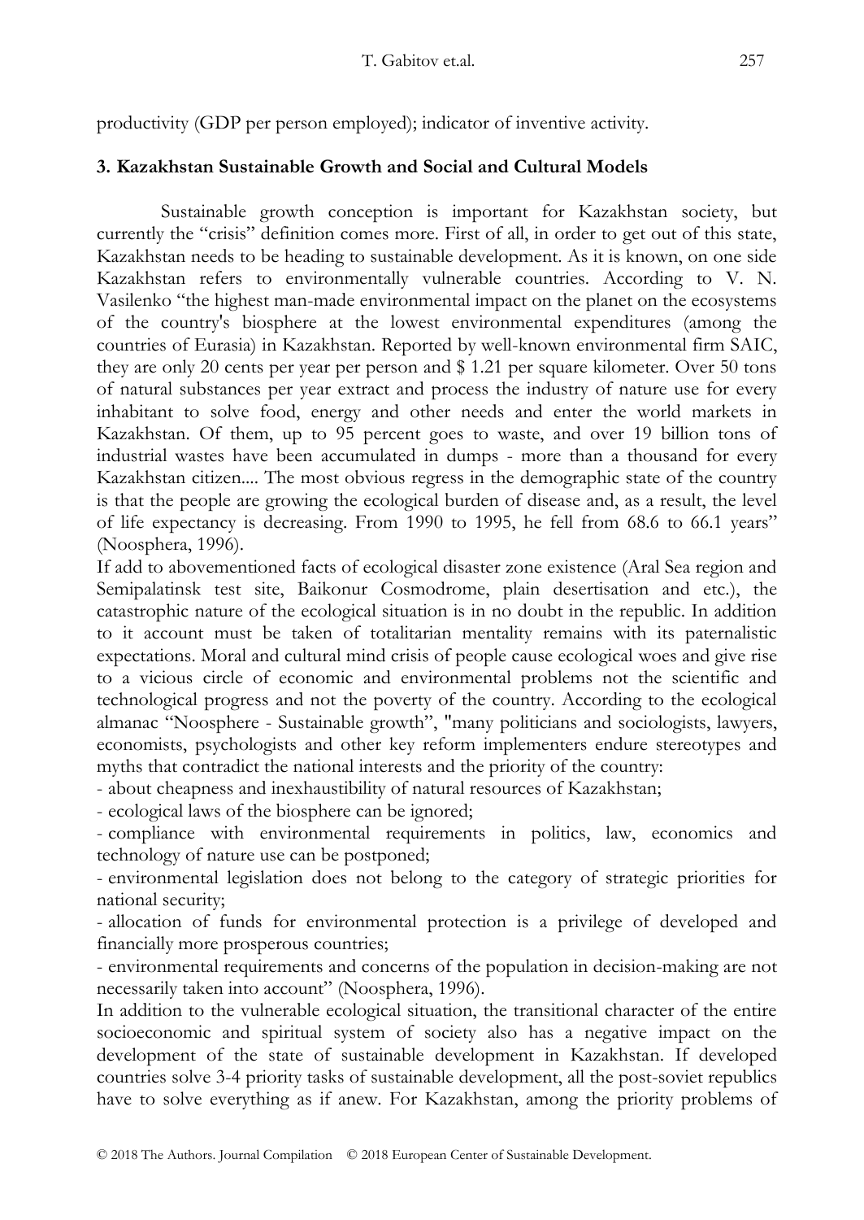productivity (GDP per person employed); indicator of inventive activity.

### 3. Kazakhstan Sustainable Growth and Social and Cultural Models

Sustainable growth conception is important for Kazakhstan society, but currently the "crisis" definition comes more. First of all, in order to get out of this state, Kazakhstan needs to be heading to sustainable development. As it is known, on one side Kazakhstan refers to environmentally vulnerable countries. According to V. N. Vasilenko "the highest man-made environmental impact on the planet on the ecosystems of the country's biosphere at the lowest environmental expenditures (among the countries of Eurasia) in Kazakhstan. Reported by well-known environmental firm SAIC, they are only 20 cents per year per person and $ 1.21 per square kilometer. Over 50 tons of natural substances per year extract and process the industry of nature use for every inhabitant to solve food, energy and other needs and enter the world markets in Kazakhstan. Of them, up to 95 percent goes to waste, and over 19 billion tons of industrial wastes have been accumulated in dumps - more than a thousand for every Kazakhstan citizen.... The most obvious regress in the demographic state of the country is that the people are growing the ecological burden of disease and, as a result, the level of life expectancy is decreasing. From 1990 to 1995, he fell from 68.6 to 66.1 years" (Noosphera, 1996).

If add to abovementioned facts of ecological disaster zone existence (Aral Sea region and Semipalatinsk test site, Baikonur Cosmodrome, plain desertisation and etc.), the catastrophic nature of the ecological situation is in no doubt in the republic. In addition to it account must be taken of totalitarian mentality remains with its paternalistic expectations. Moral and cultural mind crisis of people cause ecological woes and give rise to a vicious circle of economic and environmental problems not the scientific and technological progress and not the poverty of the country. According to the ecological almanac "Noosphere - Sustainable growth", "many politicians and sociologists, lawyers, economists, psychologists and other key reform implementers endure stereotypes and myths that contradict the national interests and the priority of the country:

- about cheapness and inexhaustibility of natural resources of Kazakhstan;
- ecological laws of the biosphere can be ignored;
- compliance with environmental requirements in politics, law, economics and technology of nature use can be postponed;
- environmental legislation does not belong to the category of strategic priorities for national security;
- allocation of funds for environmental protection is a privilege of developed and financially more prosperous countries;
- environmental requirements and concerns of the population in decision-making are not necessarily taken into account" (Noosphera, 1996).

In addition to the vulnerable ecological situation, the transitional character of the entire socioeconomic and spiritual system of society also has a negative impact on the development of the state of sustainable development in Kazakhstan. If developed countries solve 3-4 priority tasks of sustainable development, all the post-soviet republics have to solve everything as if anew. For Kazakhstan, among the priority problems of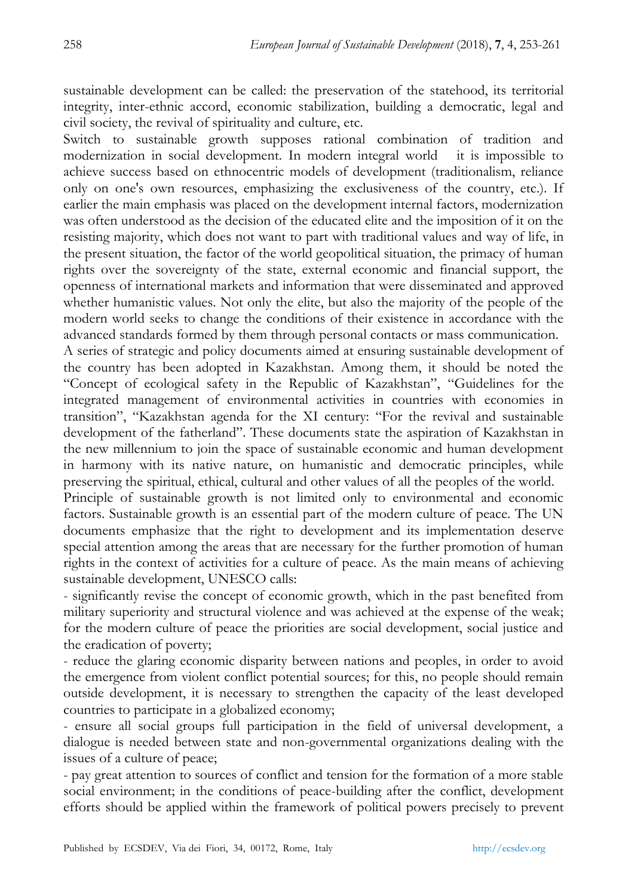sustainable development can be called: the preservation of the statehood, its territorial integrity, inter-ethnic accord, economic stabilization, building a democratic, legal and civil society, the revival of spirituality and culture, etc.

Switch to sustainable growth supposes rational combination of tradition and modernization in social development. In modern integral world it is impossible to achieve success based on ethnocentric models of development (traditionalism, reliance only on one's own resources, emphasizing the exclusiveness of the country, etc.). If earlier the main emphasis was placed on the development internal factors, modernization was often understood as the decision of the educated elite and the imposition of it on the resisting majority, which does not want to part with traditional values and way of life, in the present situation, the factor of the world geopolitical situation, the primacy of human rights over the sovereignty of the state, external economic and financial support, the openness of international markets and information that were disseminated and approved whether humanistic values. Not only the elite, but also the majority of the people of the modern world seeks to change the conditions of their existence in accordance with the advanced standards formed by them through personal contacts or mass communication.

A series of strategic and policy documents aimed at ensuring sustainable development of the country has been adopted in Kazakhstan. Among them, it should be noted the "Concept of ecological safety in the Republic of Kazakhstan", "Guidelines for the integrated management of environmental activities in countries with economies in transition", "Kazakhstan agenda for the XI century: "For the revival and sustainable development of the fatherland". These documents state the aspiration of Kazakhstan in the new millennium to join the space of sustainable economic and human development in harmony with its native nature, on humanistic and democratic principles, while preserving the spiritual, ethical, cultural and other values of all the peoples of the world.

Principle of sustainable growth is not limited only to environmental and economic factors. Sustainable growth is an essential part of the modern culture of peace. The UN documents emphasize that the right to development and its implementation deserve special attention among the areas that are necessary for the further promotion of human rights in the context of activities for a culture of peace. As the main means of achieving sustainable development, UNESCO calls:

- significantly revise the concept of economic growth, which in the past benefited from military superiority and structural violence and was achieved at the expense of the weak; for the modern culture of peace the priorities are social development, social justice and the eradication of poverty;
- reduce the glaring economic disparity between nations and peoples, in order to avoid the emergence from violent conflict potential sources; for this, no people should remain outside development, it is necessary to strengthen the capacity of the least developed countries to participate in a globalized economy;
- ensure all social groups full participation in the field of universal development, a dialogue is needed between state and non-governmental organizations dealing with the issues of a culture of peace;
- pay great attention to sources of conflict and tension for the formation of a more stable social environment; in the conditions of peace-building after the conflict, development efforts should be applied within the framework of political powers precisely to prevent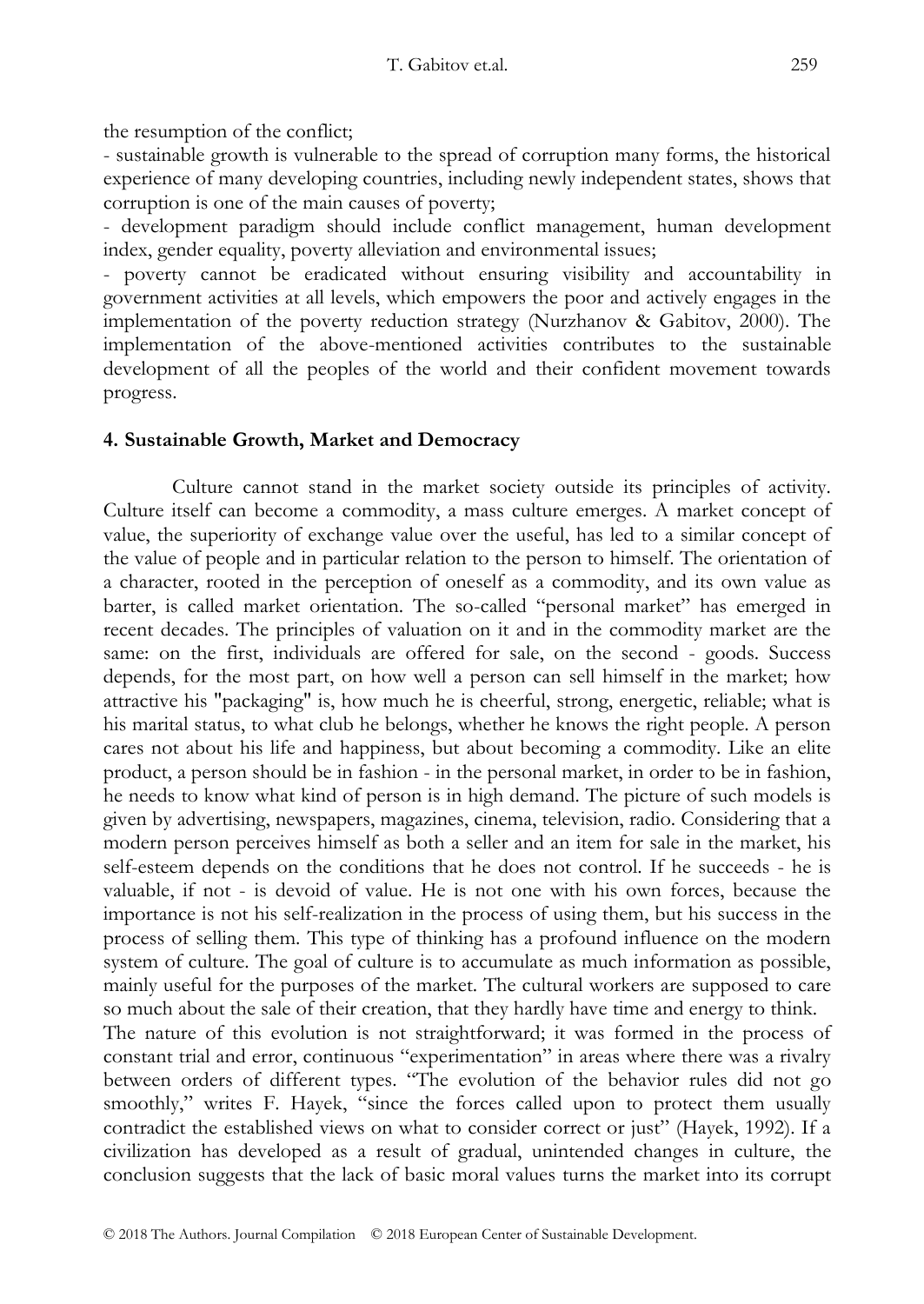the resumption of the conflict;

- sustainable growth is vulnerable to the spread of corruption many forms, the historical experience of many developing countries, including newly independent states, shows that corruption is one of the main causes of poverty;
- development paradigm should include conflict management, human development index, gender equality, poverty alleviation and environmental issues;
- poverty cannot be eradicated without ensuring visibility and accountability in government activities at all levels, which empowers the poor and actively engages in the implementation of the poverty reduction strategy (Nurzhanov & Gabitov, 2000). The implementation of the above-mentioned activities contributes to the sustainable development of all the peoples of the world and their confident movement towards progress.

## 4. Sustainable Growth, Market and Democracy

Culture cannot stand in the market society outside its principles of activity. Culture itself can become a commodity, a mass culture emerges. A market concept of value, the superiority of exchange value over the useful, has led to a similar concept of the value of people and in particular relation to the person to himself. The orientation of a character, rooted in the perception of oneself as a commodity, and its own value as barter, is called market orientation. The so-called "personal market" has emerged in recent decades. The principles of valuation on it and in the commodity market are the same: on the first, individuals are offered for sale, on the second - goods. Success depends, for the most part, on how well a person can sell himself in the market; how attractive his "packaging" is, how much he is cheerful, strong, energetic, reliable; what is his marital status, to what club he belongs, whether he knows the right people. A person cares not about his life and happiness, but about becoming a commodity. Like an elite product, a person should be in fashion - in the personal market, in order to be in fashion, he needs to know what kind of person is in high demand. The picture of such models is given by advertising, newspapers, magazines, cinema, television, radio. Considering that a modern person perceives himself as both a seller and an item for sale in the market, his self-esteem depends on the conditions that he does not control. If he succeeds - he is valuable, if not - is devoid of value. He is not one with his own forces, because the importance is not his self-realization in the process of using them, but his success in the process of selling them. This type of thinking has a profound influence on the modern system of culture. The goal of culture is to accumulate as much information as possible, mainly useful for the purposes of the market. The cultural workers are supposed to care so much about the sale of their creation, that they hardly have time and energy to think.

The nature of this evolution is not straightforward; it was formed in the process of constant trial and error, continuous "experimentation" in areas where there was a rivalry between orders of different types. "The evolution of the behavior rules did not go smoothly," writes F. Hayek, "since the forces called upon to protect them usually contradict the established views on what to consider correct or just" (Hayek, 1992). If a civilization has developed as a result of gradual, unintended changes in culture, the conclusion suggests that the lack of basic moral values turns the market into its corrupt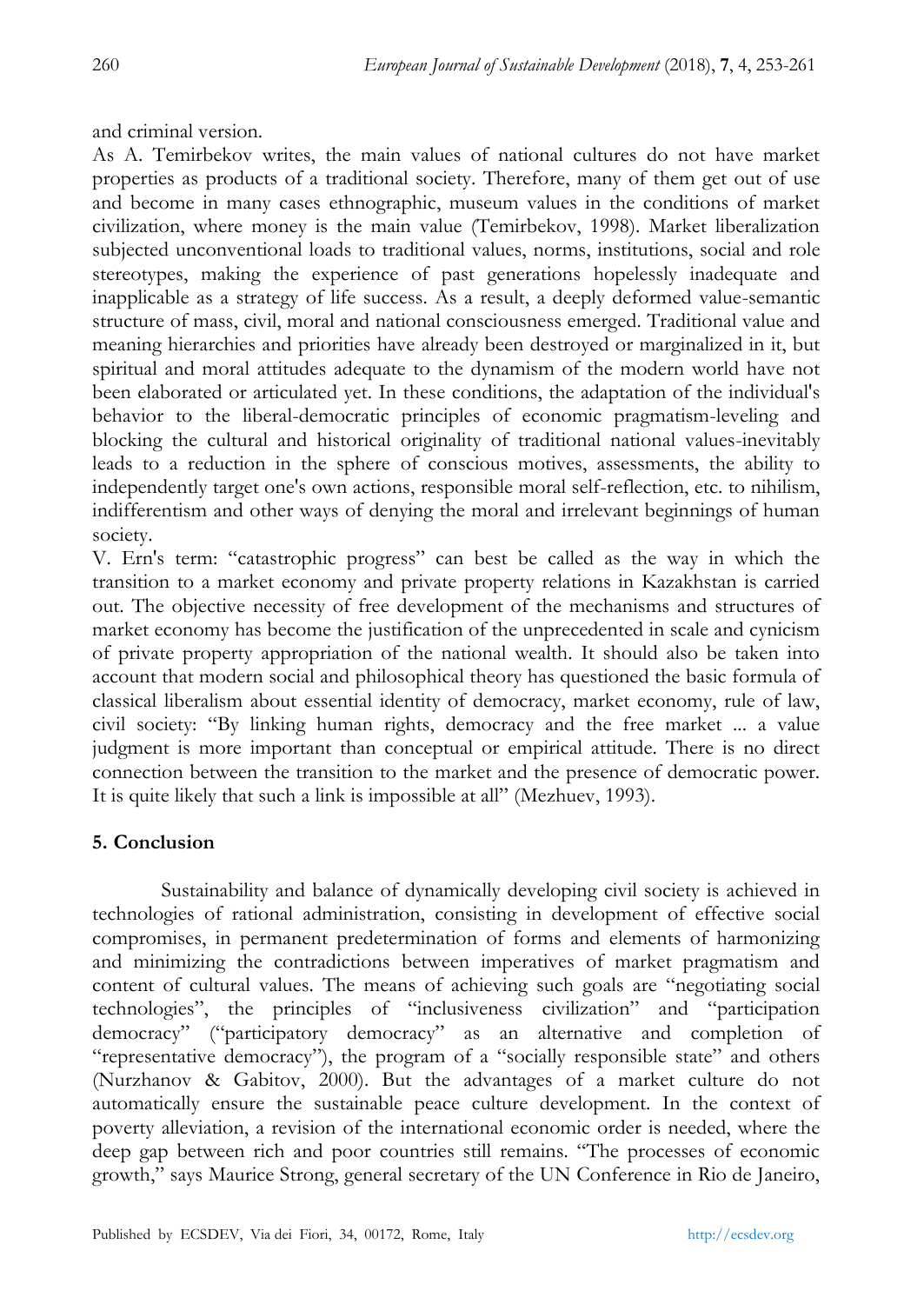and criminal version.

As A. Temirbekov writes, the main values of national cultures do not have market properties as products of a traditional society. Therefore, many of them get out of use and become in many cases ethnographic, museum values in the conditions of market civilization, where money is the main value (Temirbekov, 1998). Market liberalization subjected unconventional loads to traditional values, norms, institutions, social and role stereotypes, making the experience of past generations hopelessly inadequate and inapplicable as a strategy of life success. As a result, a deeply deformed value-semantic structure of mass, civil, moral and national consciousness emerged. Traditional value and meaning hierarchies and priorities have already been destroyed or marginalized in it, but spiritual and moral attitudes adequate to the dynamism of the modern world have not been elaborated or articulated yet. In these conditions, the adaptation of the individual's behavior to the liberal-democratic principles of economic pragmatism-leveling and blocking the cultural and historical originality of traditional national values-inevitably leads to a reduction in the sphere of conscious motives, assessments, the ability to independently target one's own actions, responsible moral self-reflection, etc. to nihilism, indifferentism and other ways of denying the moral and irrelevant beginnings of human society.

V. Ern's term: "catastrophic progress" can best be called as the way in which the transition to a market economy and private property relations in Kazakhstan is carried out. The objective necessity of free development of the mechanisms and structures of market economy has become the justification of the unprecedented in scale and cynicism of private property appropriation of the national wealth. It should also be taken into account that modern social and philosophical theory has questioned the basic formula of classical liberalism about essential identity of democracy, market economy, rule of law, civil society: "By linking human rights, democracy and the free market ... a value judgment is more important than conceptual or empirical attitude. There is no direct connection between the transition to the market and the presence of democratic power. It is quite likely that such a link is impossible at all" (Mezhuev, 1993).

## 5. Conclusion

Sustainability and balance of dynamically developing civil society is achieved in technologies of rational administration, consisting in development of effective social compromises, in permanent predetermination of forms and elements of harmonizing and minimizing the contradictions between imperatives of market pragmatism and content of cultural values. The means of achieving such goals are "negotiating social technologies", the principles of "inclusiveness civilization" and "participation democracy" ("participatory democracy" as an alternative and completion of "representative democracy"), the program of a "socially responsible state" and others (Nurzhanov & Gabitov, 2000). But the advantages of a market culture do not automatically ensure the sustainable peace culture development. In the context of poverty alleviation, a revision of the international economic order is needed, where the deep gap between rich and poor countries still remains. "The processes of economic growth," says Maurice Strong, general secretary of the UN Conference in Rio de Janeiro,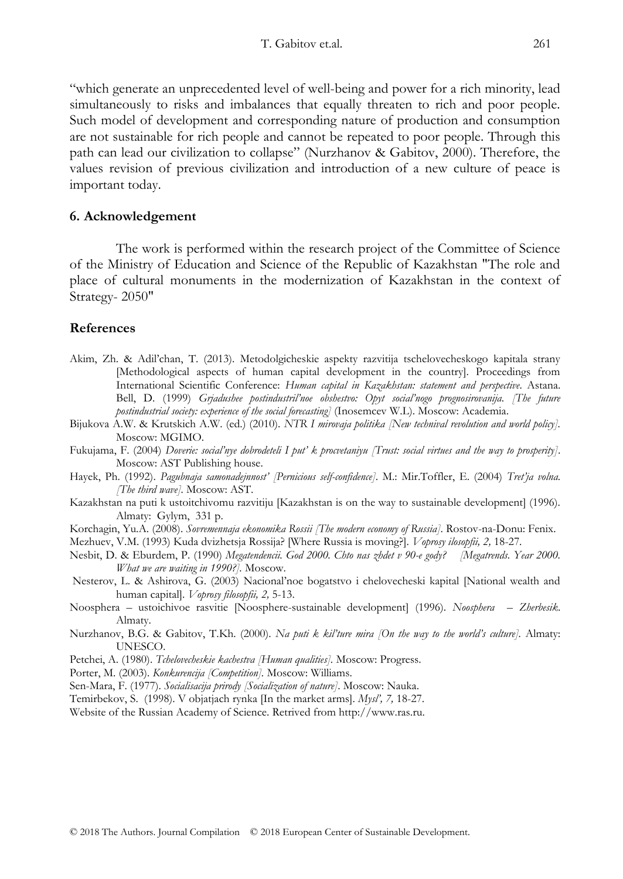"which generate an unprecedented level of well-being and power for a rich minority, lead simultaneously to risks and imbalances that equally threaten to rich and poor people. Such model of development and corresponding nature of production and consumption are not sustainable for rich people and cannot be repeated to poor people. Through this path can lead our civilization to collapse" (Nurzhanov & Gabitov, 2000). Therefore, the values revision of previous civilization and introduction of a new culture of peace is important today.

## 6. Acknowledgement

The work is performed within the research project of the Committee of Science of the Ministry of Education and Science of the Republic of Kazakhstan "The role and place of cultural monuments in the modernization of Kazakhstan in the context of Strategy- 2050"

## References

Akim, Zh. & Adil'chan, T. (2013). Metodolgicheskie aspekty razvitija tschelovecheskogo kapitala strany [Methodological aspects of human capital development in the country]. Proceedings from International Scientific Conference: *Human capital in Kazakhstan: statement and perspective*. Astana. Bell, D. (1999) *Grjadushee postindustril'noe obshestvo: Opyt social'nogo prognosirovanija. [The future postindustrial society: experience of the social forecasting]* (Inosemcev W.L). Moscow: Academia.

Bijukova A.W. & Krutskich A.W. (ed.) (2010). *NTR I mirovaja politika [New technival revolution and world policy]*. Moscow: MGIMO.

Fukujama, F. (2004) *Doverie: social'nye dobrodeteli I put' k procvetaniyu [Trust: social virtues and the way to prosperity]*. Moscow: AST Publishing house.

Hayek, Ph. (1992). *Pagubnaja samonadejnnost' [Pernicious self-confidence]*. M.: Mir.Toffler, E. (2004) *Tret'ja volna. [The third wave]*. Moscow: AST.

Kazakhstan na puti k ustoitchivomu razvitiju [Kazakhstan is on the way to sustainable development] (1996). Almaty: Gylym, 331 p.

Korchagin, Yu.A. (2008). *Sovremennaja ekonomika Rossii [The modern economy of Russia]*. Rostov-na-Donu: Fenix.

Mezhuev, V.M. (1993) Kuda dvizhetsja Rossija? [Where Russia is moving?]. *Voprosy ilosopfii, 2,* 18-27.

Nesbit, D. & Eburdem, P. (1990) *Megatendencii. God 2000. Chto nas zhdet v 90-e gody? [Megatrends. Year 2000. What we are waiting in 1990?]*. Moscow.

Nesterov, L. & Ashirova, G. (2003) Nacional'noe bogatstvo i chelovecheski kapital [National wealth and human capital]. *Voprosy filosopfii, 2,* 5-13.

Noosphera – ustoichivoe rasvitie [Noosphere-sustainable development] (1996). *Noosphera – Zherbesik*. Almaty.

Nurzhanov, B.G. & Gabitov, T.Kh. (2000). *Na puti k kil'ture mira [On the way to the world's culture]*. Almaty: UNESCO.

Petchei, A. (1980). *Tchelovecheskie kachestva [Human qualities]*. Moscow: Progress.

Porter, M. (2003). *Konkurencija [Competition]*. Moscow: Williams.

Sen-Mara, F. (1977). *Socialisacija prirody [Socialization of nature]*. Moscow: Nauka.

Temirbekov, S. (1998). V objatjach rynka [In the market arms]. *Mysl', 7,* 18-27.

Website of the Russian Academy of Science. Retrived from http://www.ras.ru.